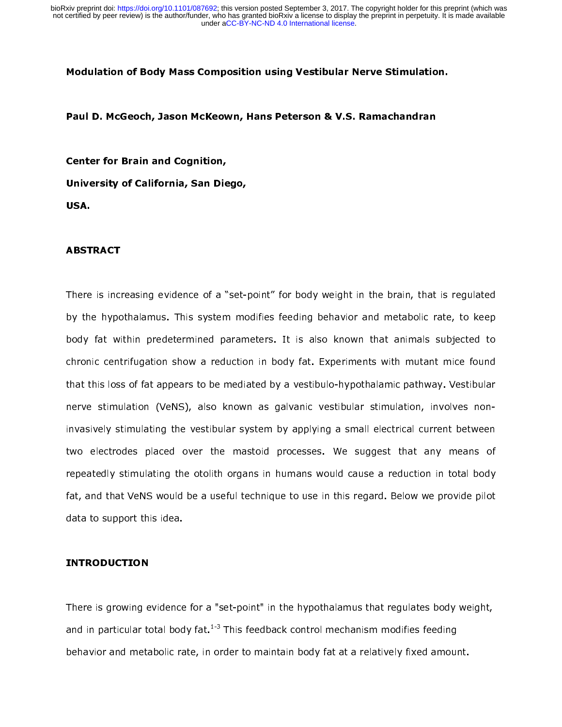# Modulation of Body Mass Composition using Vestibular Nerve Stimulation.

**Paul D. McGeoch, Jason McKeown, Hans Peterson & V.S. Ramachandran**

**Center for Brain and Cognition,**

**University of California, San Diego,**

**USA.**

## ABSTRACT

There is increasing evidence of a "set-point" for body weight in the brain, that is regulated by the hypothalamus. This system modifies feeding behavior and metabolic rate, to keep body fat within predetermined parameters. It is also known that animals subjected to chronic centrifugation show a reduction in body fat. Experiments with mutant mice found that this loss of fat appears to be mediated by a vestibulo-hypothalamic pathway. Vestibular nerve stimulation (VeNS), also known as galvanic vestibular stimulation, involves non-invasively stimulating the vestibular system by applying a small electrical current between two electrodes placed over the mastoid processes. We suggest that any means of repeatedly stimulating the otolith organs in humans would cause a reduction in total body fat, and that VeNS would be a useful technique to use in this regard. Below we provide pilot data to support this idea.

## INTRODUCTION

There is growing evidence for a "set-point" in the hypothalamus that regulates body weight, and in particular total body fat.[1-3] This feedback control mechanism modifies feeding behavior and metabolic rate, in order to maintain body fat at a relatively fixed amount.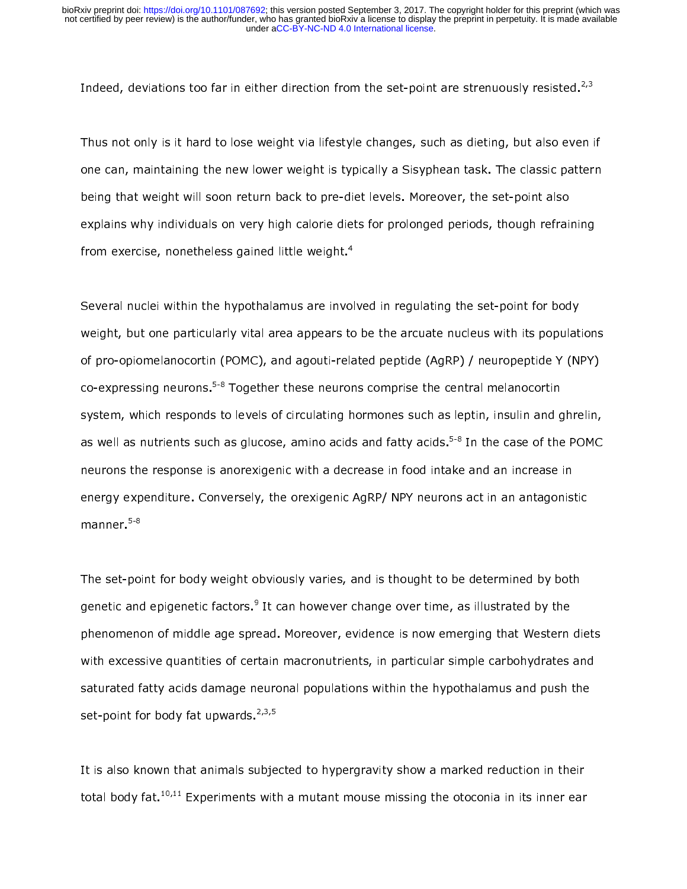Indeed, deviations too far in either direction from the set-point are strenuously resisted.[2,3]

Thus not only is it hard to lose weight via lifestyle changes, such as dieting, but also even if one can, maintaining the new lower weight is typically a Sisyphean task. The classic pattern being that weight will soon return back to pre-diet levels. Moreover, the set-point also explains why individuals on very high calorie diets for prolonged periods, though refraining from exercise, nonetheless gained little weight.[4]

Several nuclei within the hypothalamus are involved in regulating the set-point for body weight, but one particularly vital area appears to be the arcuate nucleus with its populations of pro-opiomelanocortin (POMC), and agouti-related peptide (AgRP) / neuropeptide Y (NPY) co-expressing neurons.[5-8] Together these neurons comprise the central melanocortin system, which responds to levels of circulating hormones such as leptin, insulin and ghrelin, as well as nutrients such as glucose, amino acids and fatty acids.[5-8] In the case of the POMC neurons the response is anorexigenic with a decrease in food intake and an increase in energy expenditure. Conversely, the orexigenic AgRP/ NPY neurons act in an antagonistic manner.[5-8]

The set-point for body weight obviously varies, and is thought to be determined by both genetic and epigenetic factors.[9] It can however change over time, as illustrated by the phenomenon of middle age spread. Moreover, evidence is now emerging that Western diets with excessive quantities of certain macronutrients, in particular simple carbohydrates and saturated fatty acids damage neuronal populations within the hypothalamus and push the set-point for body fat upwards.[2,3,5]

It is also known that animals subjected to hypergravity show a marked reduction in their total body fat.[10,11] Experiments with a mutant mouse missing the otoconia in its inner ear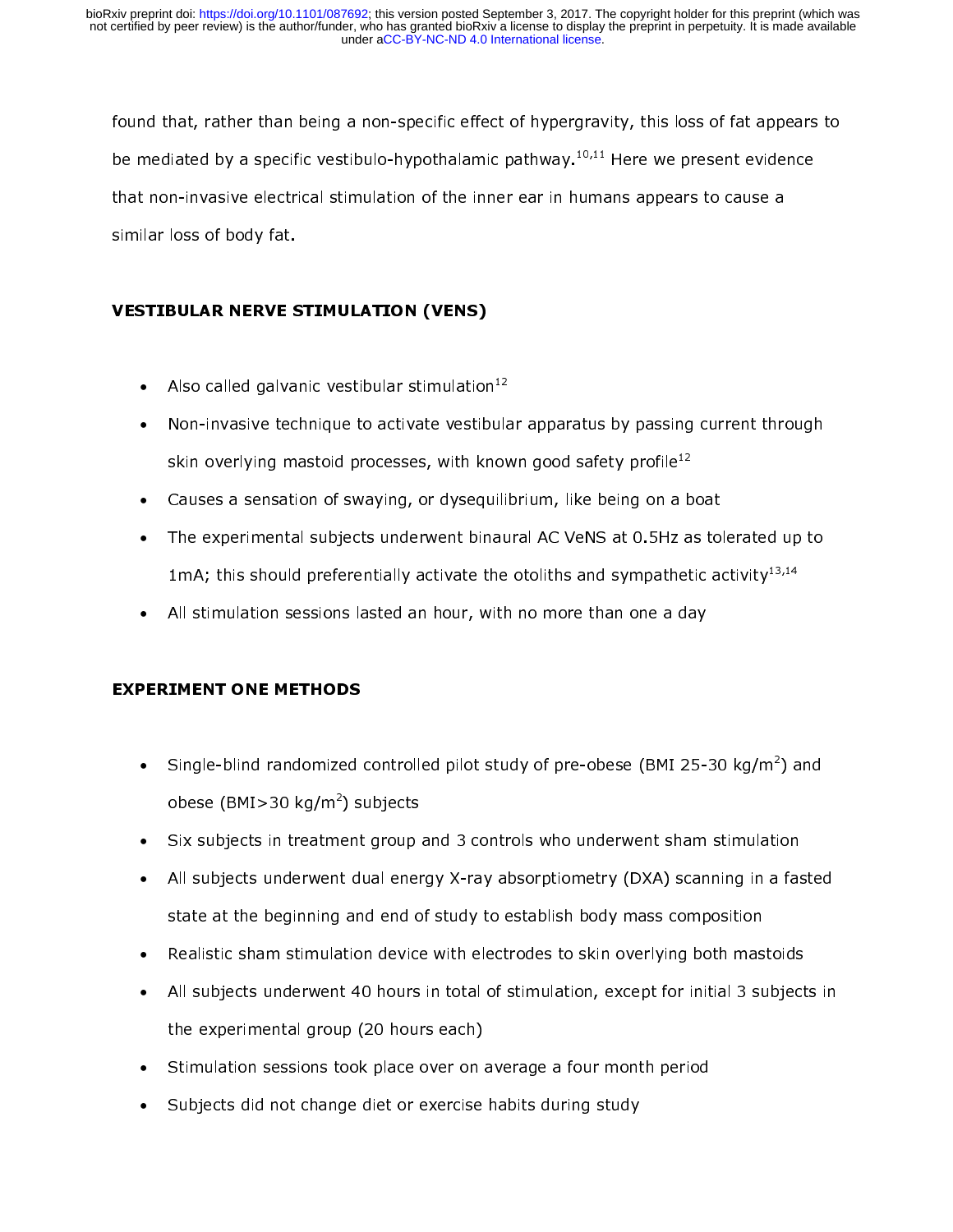found that, rather than being a non-specific effect of hypergravity, this loss of fat appears to be mediated by a specific vestibulo-hypothalamic pathway.[10,11] Here we present evidence that non-invasive electrical stimulation of the inner ear in humans appears to cause a similar loss of body fat.

## VESTIBULAR NERVE STIMULATION (VENS)

- Also called galvanic vestibular stimulation[12]
- Non-invasive technique to activate vestibular apparatus by passing current through skin overlying mastoid processes, with known good safety profile[12]
- Causes a sensation of swaying, or dysequilibrium, like being on a boat
- The experimental subjects underwent binaural AC VeNS at 0.5Hz as tolerated up to 1mA; this should preferentially activate the otoliths and sympathetic activity[13,14]
- All stimulation sessions lasted an hour, with no more than one a day

## EXPERIMENT ONE METHODS

- Single-blind randomized controlled pilot study of pre-obese (BMI 25-30 kg/m$^2$) and obese (BMI>30 kg/m$^2$) subjects
- Six subjects in treatment group and 3 controls who underwent sham stimulation
- All subjects underwent dual energy X-ray absorptiometry (DXA) scanning in a fasted state at the beginning and end of study to establish body mass composition
- Realistic sham stimulation device with electrodes to skin overlying both mastoids
- All subjects underwent 40 hours in total of stimulation, except for initial 3 subjects in the experimental group (20 hours each)
- Stimulation sessions took place over on average a four month period
- Subjects did not change diet or exercise habits during study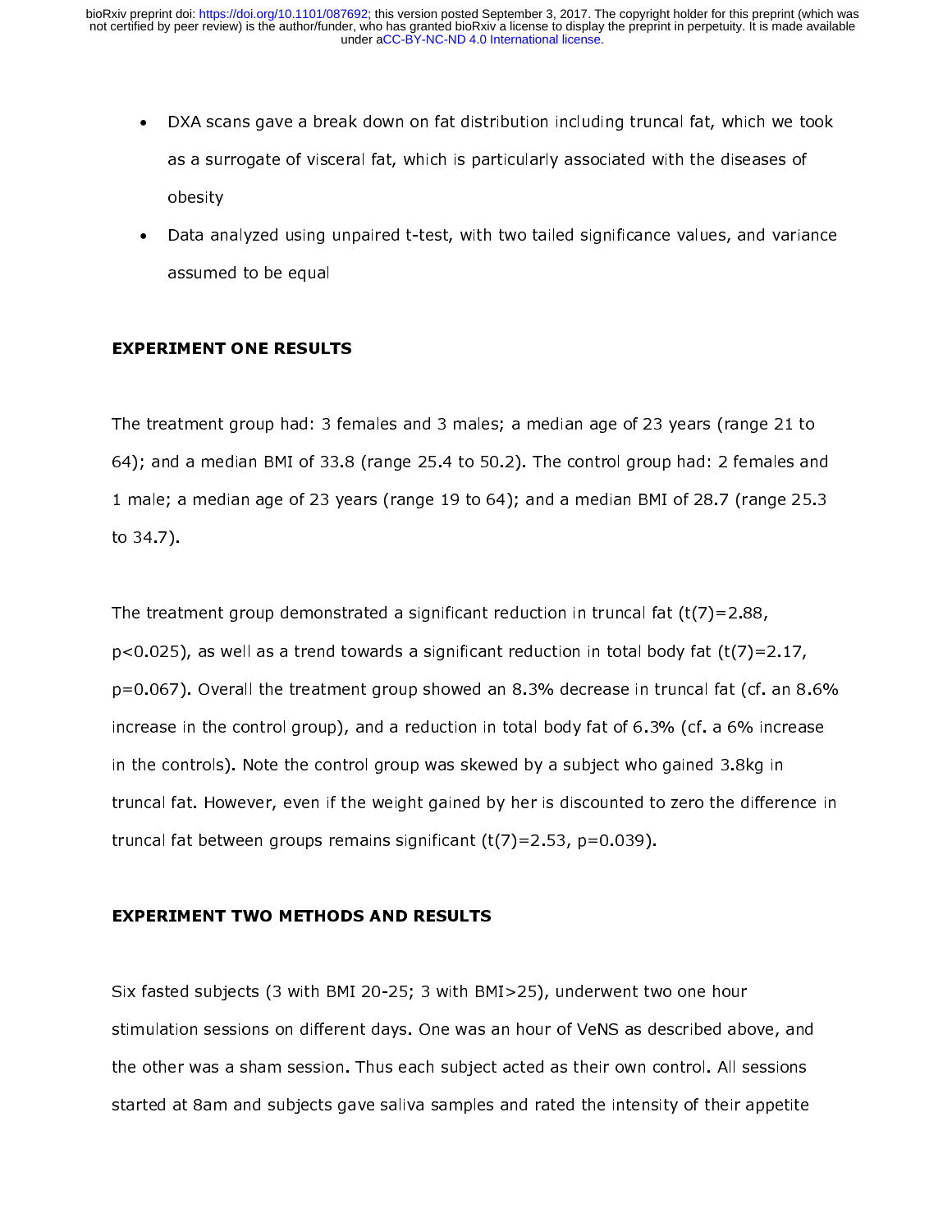- DXA scans gave a break down on fat distribution including truncal fat, which we took as a surrogate of visceral fat, which is particularly associated with the diseases of obesity
- Data analyzed using unpaired t-test, with two tailed significance values, and variance assumed to be equal

## EXPERIMENT ONE RESULTS

The treatment group had: 3 females and 3 males; a median age of 23 years (range 21 to 64); and a median BMI of 33.8 (range 25.4 to 50.2). The control group had: 2 females and 1 male; a median age of 23 years (range 19 to 64); and a median BMI of 28.7 (range 25.3 to 34.7).

The treatment group demonstrated a significant reduction in truncal fat ($t(7)=2.88$, $p<0.025$), as well as a trend towards a significant reduction in total body fat ($t(7)=2.17$, $p=0.067$). Overall the treatment group showed an 8.3% decrease in truncal fat (cf. an 8.6% increase in the control group), and a reduction in total body fat of 6.3% (cf. a 6% increase in the controls). Note the control group was skewed by a subject who gained 3.8kg in truncal fat. However, even if the weight gained by her is discounted to zero the difference in truncal fat between groups remains significant ($t(7)=2.53$, $p=0.039$).

## EXPERIMENT TWO METHODS AND RESULTS

Six fasted subjects (3 with BMI 20-25; 3 with BMI>25), underwent two one hour stimulation sessions on different days. One was an hour of VeNS as described above, and the other was a sham session. Thus each subject acted as their own control. All sessions started at 8am and subjects gave saliva samples and rated the intensity of their appetite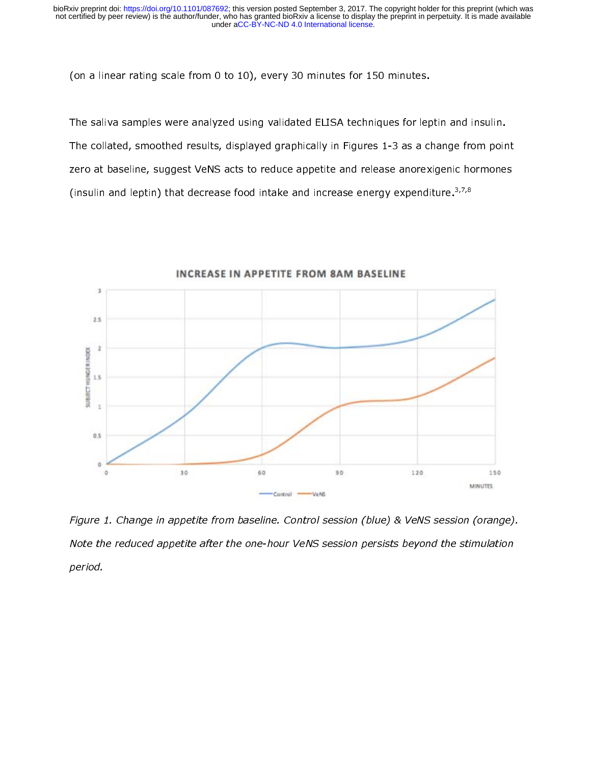(on a linear rating scale from 0 to 10), every 30 minutes for 150 minutes.

The saliva samples were analyzed using validated ELISA techniques for leptin and insulin. The collated, smoothed results, displayed graphically in Figures 1-3 as a change from point zero at baseline, suggest VeNS acts to reduce appetite and release anorexigenic hormones (insulin and leptin) that decrease food intake and increase energy expenditure.[3,7,8]

*Figure 1. Change in appetite from baseline. Control session (blue) & VeNS session (orange). Note the reduced appetite after the one-hour VeNS session persists beyond the stimulation period.*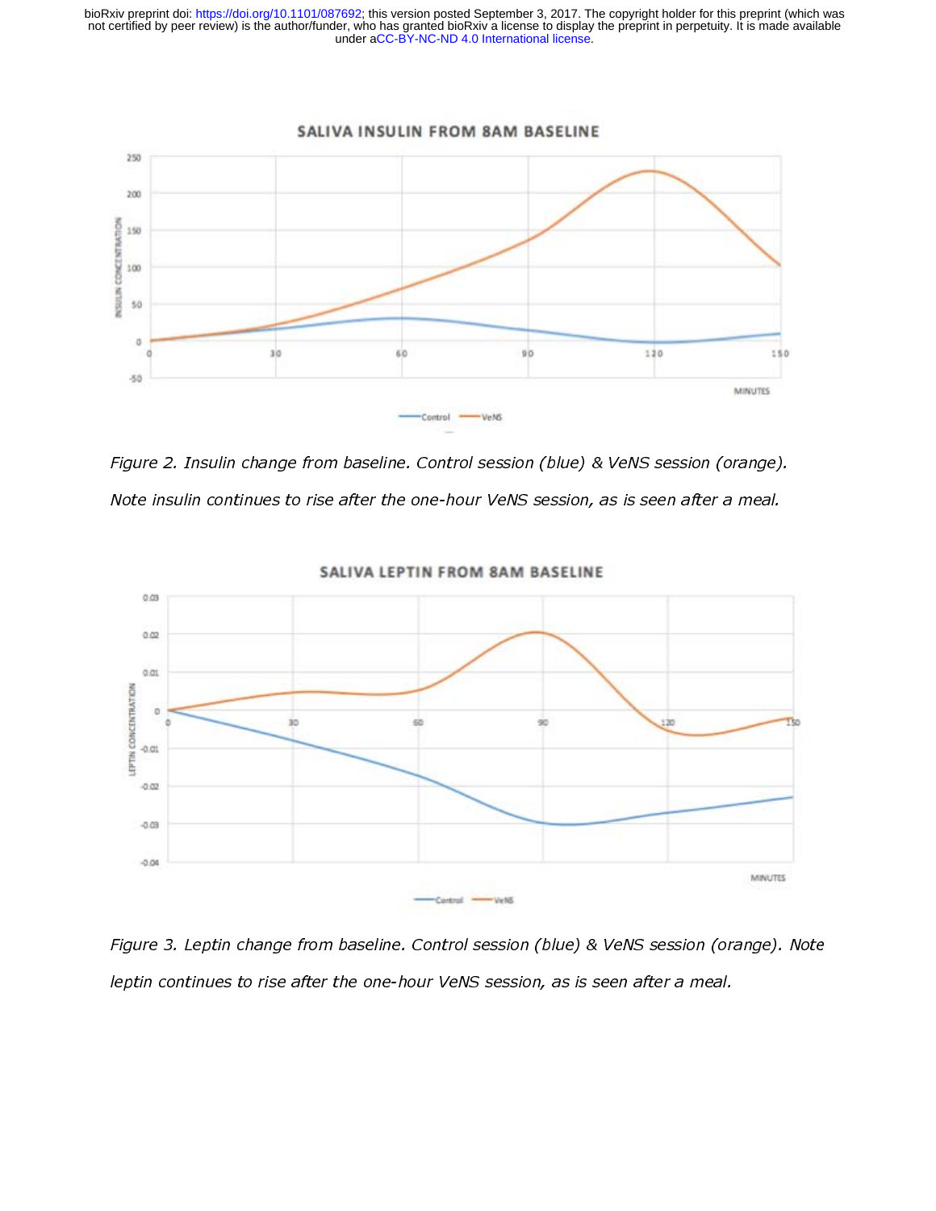Figure 2. Insulin change from baseline. Control session (blue) & VeNS session (orange). Note insulin continues to rise after the one-hour VeNS session, as is seen after a meal.

Figure 3. Leptin change from baseline. Control session (blue) & VeNS session (orange). Note leptin continues to rise after the one-hour VeNS session, as is seen after a meal.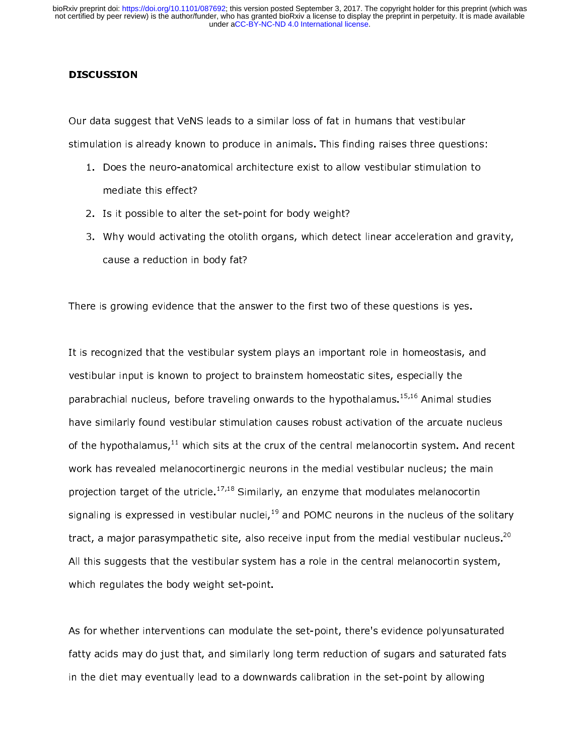## DISCUSSION

Our data suggest that VeNS leads to a similar loss of fat in humans that vestibular stimulation is already known to produce in animals. This finding raises three questions:

1. Does the neuro-anatomical architecture exist to allow vestibular stimulation to mediate this effect?
2. Is it possible to alter the set-point for body weight?
3. Why would activating the otolith organs, which detect linear acceleration and gravity, cause a reduction in body fat?

There is growing evidence that the answer to the first two of these questions is yes.

It is recognized that the vestibular system plays an important role in homeostasis, and vestibular input is known to project to brainstem homeostatic sites, especially the parabrachial nucleus, before traveling onwards to the hypothalamus.[15,16] Animal studies have similarly found vestibular stimulation causes robust activation of the arcuate nucleus of the hypothalamus,[11] which sits at the crux of the central melanocortin system. And recent work has revealed melanocortinergic neurons in the medial vestibular nucleus; the main projection target of the utricle.[17,18] Similarly, an enzyme that modulates melanocortin signaling is expressed in vestibular nuclei,[19] and POMC neurons in the nucleus of the solitary tract, a major parasympathetic site, also receive input from the medial vestibular nucleus.[20] All this suggests that the vestibular system has a role in the central melanocortin system, which regulates the body weight set-point.

As for whether interventions can modulate the set-point, there's evidence polyunsaturated fatty acids may do just that, and similarly long term reduction of sugars and saturated fats in the diet may eventually lead to a downwards calibration in the set-point by allowing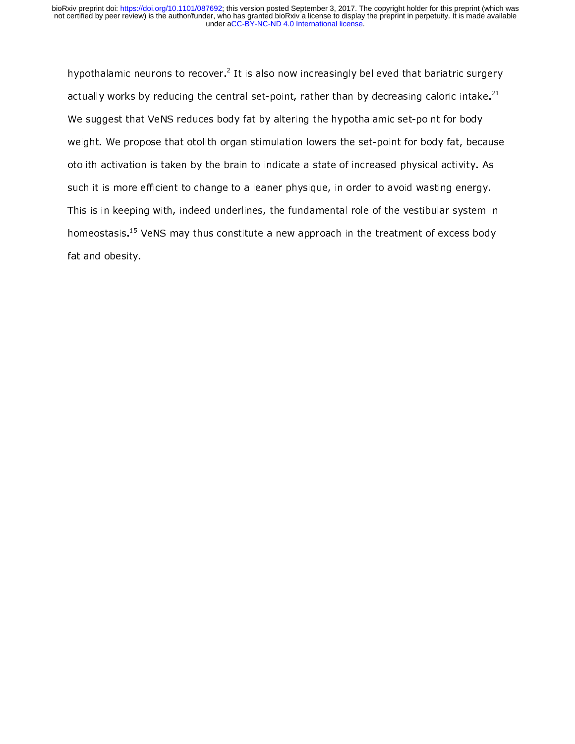hypothalamic neurons to recover.[2] It is also now increasingly believed that bariatric surgery actually works by reducing the central set-point, rather than by decreasing caloric intake.[21] We suggest that VeNS reduces body fat by altering the hypothalamic set-point for body weight. We propose that otolith organ stimulation lowers the set-point for body fat, because otolith activation is taken by the brain to indicate a state of increased physical activity. As such it is more efficient to change to a leaner physique, in order to avoid wasting energy. This is in keeping with, indeed underlines, the fundamental role of the vestibular system in homeostasis.[15] VeNS may thus constitute a new approach in the treatment of excess body fat and obesity.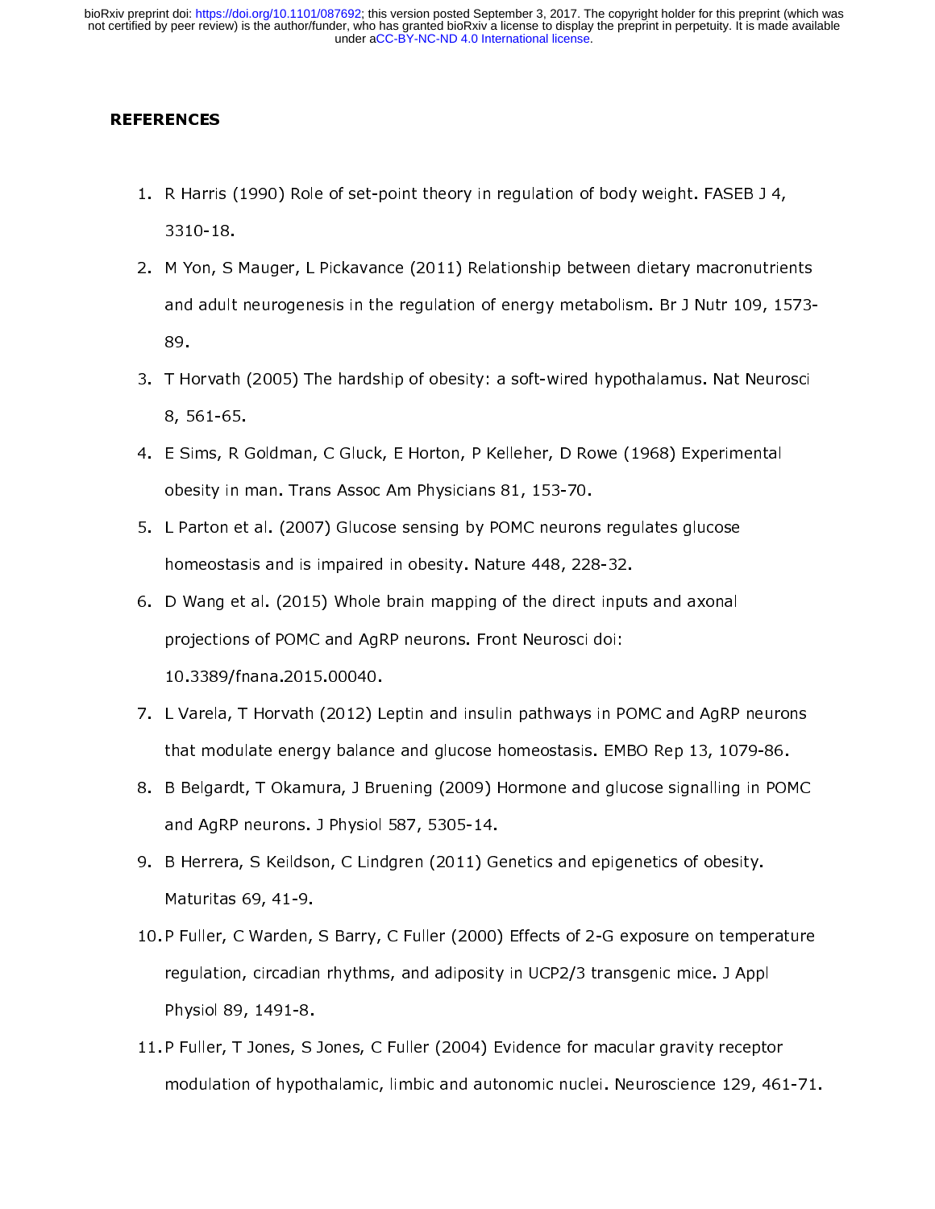## REFERENCES

1. R Harris (1990) Role of set-point theory in regulation of body weight. FASEB J 4, 3310-18.
2. M Yon, S Mauger, L Pickavance (2011) Relationship between dietary macronutrients and adult neurogenesis in the regulation of energy metabolism. Br J Nutr 109, 1573-89.
3. T Horvath (2005) The hardship of obesity: a soft-wired hypothalamus. Nat Neurosci 8, 561-65.
4. E Sims, R Goldman, C Gluck, E Horton, P Kelleher, D Rowe (1968) Experimental obesity in man. Trans Assoc Am Physicians 81, 153-70.
5. L Parton et al. (2007) Glucose sensing by POMC neurons regulates glucose homeostasis and is impaired in obesity. Nature 448, 228-32.
6. D Wang et al. (2015) Whole brain mapping of the direct inputs and axonal projections of POMC and AgRP neurons. Front Neurosci doi: 10.3389/fnana.2015.00040.
7. L Varela, T Horvath (2012) Leptin and insulin pathways in POMC and AgRP neurons that modulate energy balance and glucose homeostasis. EMBO Rep 13, 1079-86.
8. B Belgardt, T Okamura, J Bruening (2009) Hormone and glucose signalling in POMC and AgRP neurons. J Physiol 587, 5305-14.
9. B Herrera, S Keildson, C Lindgren (2011) Genetics and epigenetics of obesity. Maturitas 69, 41-9.
10. P Fuller, C Warden, S Barry, C Fuller (2000) Effects of 2-G exposure on temperature regulation, circadian rhythms, and adiposity in UCP2/3 transgenic mice. J Appl Physiol 89, 1491-8.
11. P Fuller, T Jones, S Jones, C Fuller (2004) Evidence for macular gravity receptor modulation of hypothalamic, limbic and autonomic nuclei. Neuroscience 129, 461-71.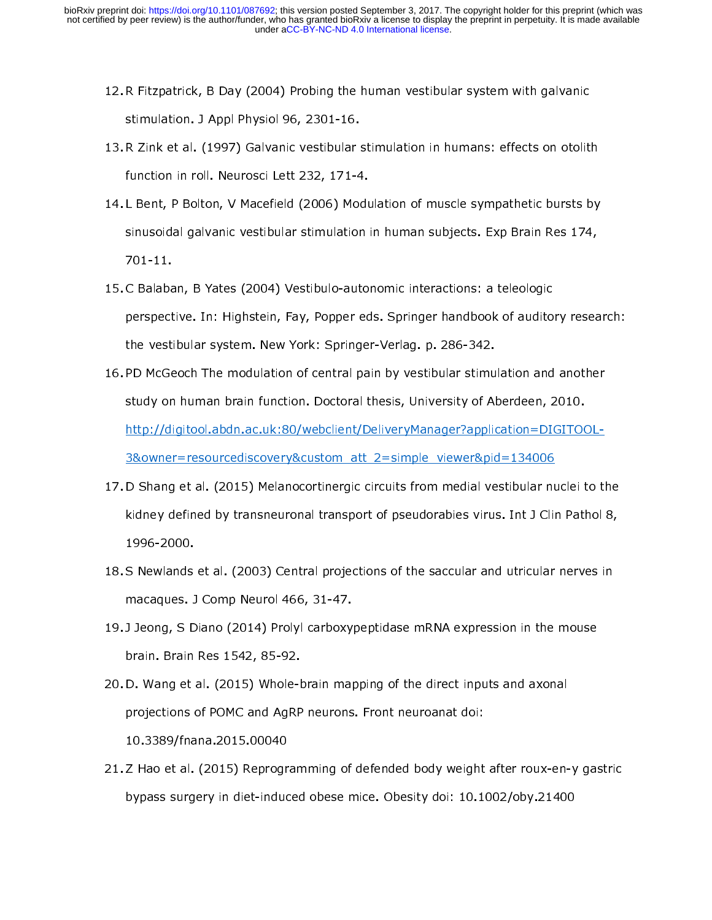12. R Fitzpatrick, B Day (2004) Probing the human vestibular system with galvanic stimulation. J Appl Physiol 96, 2301-16.
13. R Zink et al. (1997) Galvanic vestibular stimulation in humans: effects on otolith function in roll. Neurosci Lett 232, 171-4.
14. L Bent, P Bolton, V Macefield (2006) Modulation of muscle sympathetic bursts by sinusoidal galvanic vestibular stimulation in human subjects. Exp Brain Res 174, 701-11.
15. C Balaban, B Yates (2004) Vestibulo-autonomic interactions: a teleologic perspective. In: Highstein, Fay, Popper eds. Springer handbook of auditory research: the vestibular system. New York: Springer-Verlag. p. 286-342.
16. PD McGeoch The modulation of central pain by vestibular stimulation and another study on human brain function. Doctoral thesis, University of Aberdeen, 2010. http://digitool.abdn.ac.uk:80/webclient/DeliveryManager?application=DIGITOOL-3&owner=resourcediscovery&custom_att_2=simple_viewer&pid=134006
17. D Shang et al. (2015) Melanocortinergic circuits from medial vestibular nuclei to the kidney defined by transneuronal transport of pseudorabies virus. Int J Clin Pathol 8, 1996-2000.
18. S Newlands et al. (2003) Central projections of the saccular and utricular nerves in macaques. J Comp Neurol 466, 31-47.
19. J Jeong, S Diano (2014) Prolyl carboxypeptidase mRNA expression in the mouse brain. Brain Res 1542, 85-92.
20. D. Wang et al. (2015) Whole-brain mapping of the direct inputs and axonal projections of POMC and AgRP neurons. Front neuroanat doi: 10.3389/fnana.2015.00040
21. Z Hao et al. (2015) Reprogramming of defended body weight after roux-en-y gastric bypass surgery in diet-induced obese mice. Obesity doi: 10.1002/oby.21400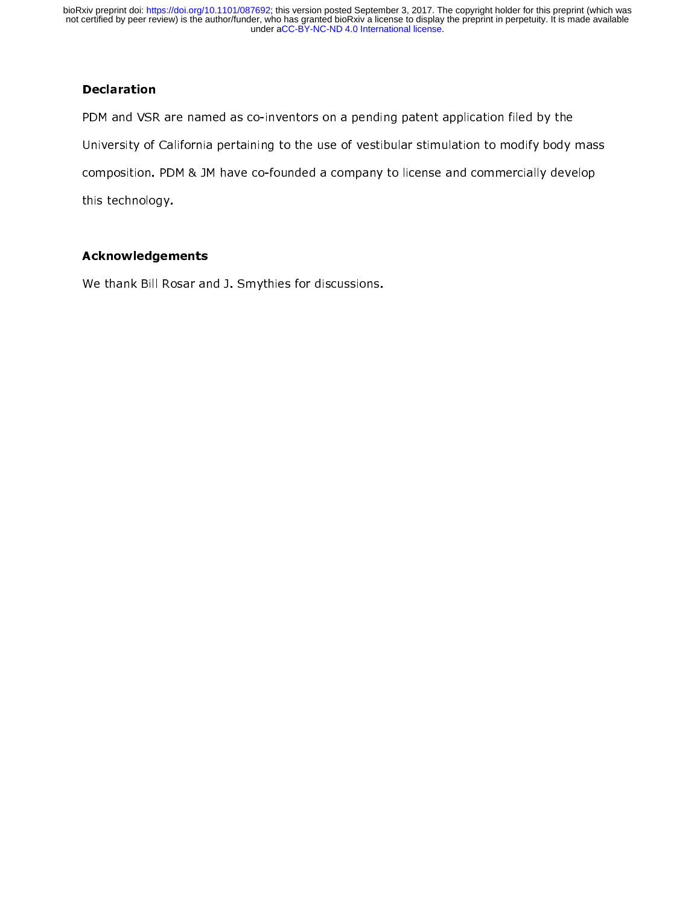## Declaration

PDM and VSR are named as co-inventors on a pending patent application filed by the University of California pertaining to the use of vestibular stimulation to modify body mass composition. PDM & JM have co-founded a company to license and commercially develop this technology.

## Acknowledgements

We thank Bill Rosar and J. Smythies for discussions.